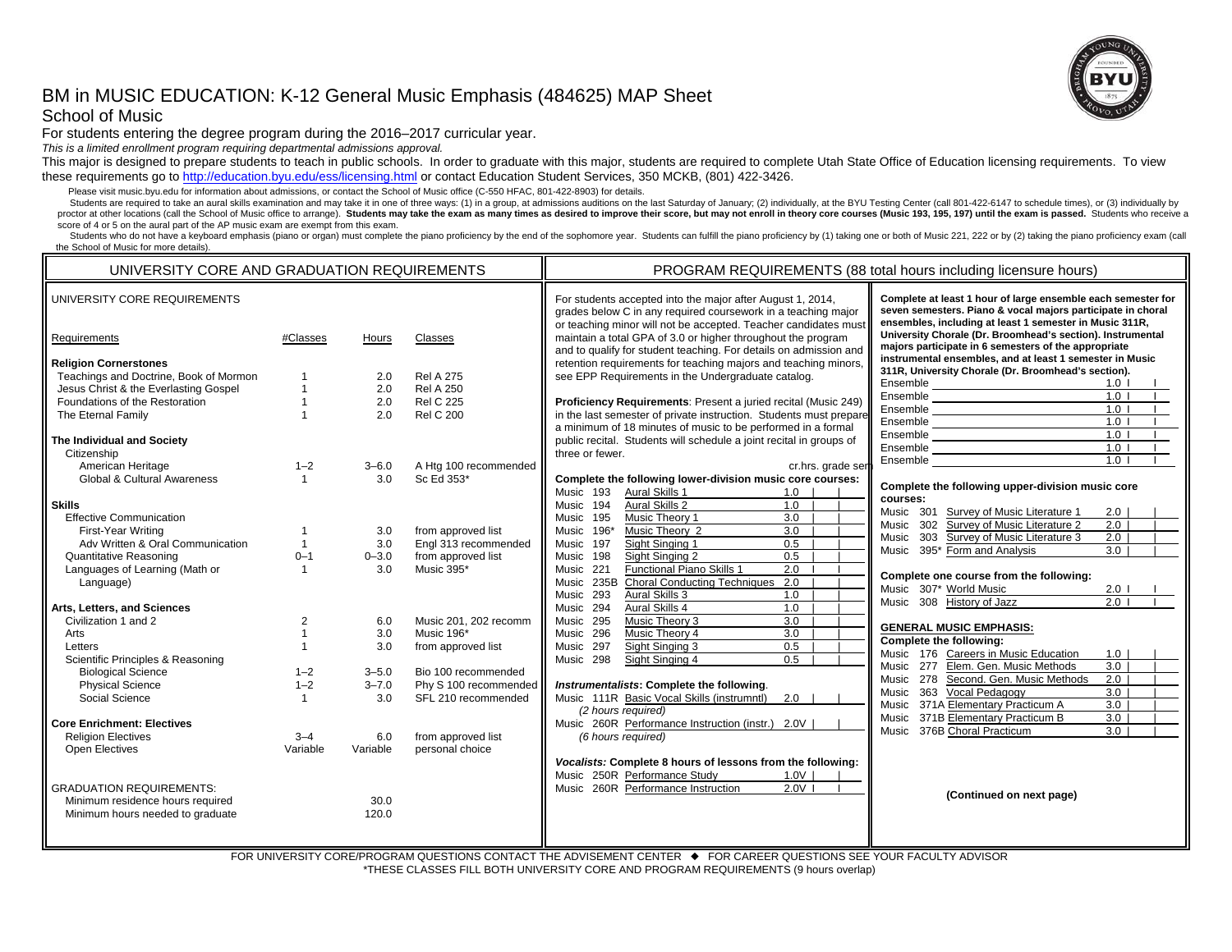# BM in MUSIC EDUCATION: K-12 General Music Emphasis (484625) MAP Sheet

## School of Music

For students entering the degree program during the 2016–2017 curricular year.

*This is a limited enrollment program requiring departmental admissions approval.*

This major is designed to prepare students to teach in public schools. In order to graduate with this major, students are required to complete Utah State Office of Education licensing requirements. To view these requirements go to http://education.byu.edu/ess/licensing.html or contact Education Student Services, 350 MCKB, (801) 422-3426.

Please visit music.byu.edu for information about admissions, or contact the School of Music office (C-550 HFAC, 801-422-8903) for details.

Students are required to take an aural skills examination and may take it in one of three ways: (1) in a group, at admissions auditions on the last Saturday of January; (2) individually, at the BYU Testing Center (call 801-422-6147 to schedule times), or (3) individually by proctor at other locations (call the School of Music office to arrange). **Students may take the exam as many times as desired to improve their score, but may not enroll in theory core courses (Music 193, 195, 197) until the exam is passed.** Students who receive a score of 4 or 5 on the aural part of the AP music exam are exempt from this exam.

Students who do not have a keyboard emphasis (piano or organ) must complete the piano proficiency by the end of the sophomore year. Students can fulfill the piano proficiency by (1) taking one or both of Music 221, 222 or by (2) taking the piano proficiency exam (call the School of Music for more details).

## UNIVERSITY CORE AND GRADUATION REQUIREMENTS

### UNIVERSITY CORE REQUIREMENTS

| Requirements | #Classes | Hours | Classes |
|---|---|---|---|
| **Religion Cornerstones** | | | |
| Teachings and Doctrine, Book of Mormon | 1 | 2.0 | Rel A 275 |
| Jesus Christ & the Everlasting Gospel | 1 | 2.0 | Rel A 250 |
| Foundations of the Restoration | 1 | 2.0 | Rel C 225 |
| The Eternal Family | 1 | 2.0 | Rel C 200 |
| **The Individual and Society** | | | |
| Citizenship | | | |
| American Heritage | 1–2 | 3–6.0 | A Htg 100 recommended |
| Global & Cultural Awareness | 1 | 3.0 | Sc Ed 353* |
| **Skills** | | | |
| Effective Communication | | | |
| First-Year Writing | 1 | 3.0 | from approved list |
| Adv Written & Oral Communication | 1 | 3.0 | Engl 313 recommended |
| Quantitative Reasoning | 0–1 | 0–3.0 | from approved list |
| Languages of Learning (Math or Language) | 1 | 3.0 | Music 395* |
| **Arts, Letters, and Sciences** | | | |
| Civilization 1 and 2 | 2 | 6.0 | Music 201, 202 recomm |
| Arts | 1 | 3.0 | Music 196* |
| Letters | 1 | 3.0 | from approved list |
| Scientific Principles & Reasoning | | | |
| Biological Science | 1–2 | 3–5.0 | Bio 100 recommended |
| Physical Science | 1–2 | 3–7.0 | Phy S 100 recommended |
| Social Science | 1 | 3.0 | SFL 210 recommended |
| **Core Enrichment: Electives** | | | |
| Religion Electives | 3–4 | 6.0 | from approved list |
| Open Electives | Variable | Variable | personal choice |

### GRADUATION REQUIREMENTS:

| | Hours |
|---|---|
| Minimum residence hours required | 30.0 |
| Minimum hours needed to graduate | 120.0 |

## PROGRAM REQUIREMENTS (88 total hours including licensure hours)

For students accepted into the major after August 1, 2014, grades below C in any required coursework in a teaching major or teaching minor will not be accepted. Teacher candidates must maintain a total GPA of 3.0 or higher throughout the program and to qualify for student teaching. For details on admission and retention requirements for teaching majors and teaching minors, see EPP Requirements in the Undergraduate catalog.

**Proficiency Requirements**: Present a juried recital (Music 249) in the last semester of private instruction. Students must prepare a minimum of 18 minutes of music to be performed in a formal public recital. Students will schedule a joint recital in groups of three or fewer.

**Complete the following lower-division music core courses:**

| Course | | cr.hrs. | grade | sem |
|---|---|---|---|---|
| Music 193 | Aural Skills 1 | 1.0 | | |
| Music 194 | Aural Skills 2 | 1.0 | | |
| Music 195 | Music Theory 1 | 3.0 | | |
| Music 196* | Music Theory 2 | 3.0 | | |
| Music 197 | Sight Singing 1 | 0.5 | | |
| Music 198 | Sight Singing 2 | 0.5 | | |
| Music 221 | Functional Piano Skills 1 | 2.0 | | |
| Music 235B | Choral Conducting Techniques | 2.0 | | |
| Music 293 | Aural Skills 3 | 1.0 | | |
| Music 294 | Aural Skills 4 | 1.0 | | |
| Music 295 | Music Theory 3 | 3.0 | | |
| Music 296 | Music Theory 4 | 3.0 | | |
| Music 297 | Sight Singing 3 | 0.5 | | |
| Music 298 | Sight Singing 4 | 0.5 | | |

***Instrumentalists*: Complete the following.**

| Course | | cr.hrs. | grade | sem |
|---|---|---|---|---|
| Music 111R | Basic Vocal Skills (instrumntl) *(2 hours required)* | 2.0 | | |
| Music 260R | Performance Instruction (instr.) *(6 hours required)* | 2.0V | | |

***Vocalists:* Complete 8 hours of lessons from the following:**

| Course | | cr.hrs. | grade | sem |
|---|---|---|---|---|
| Music 250R | Performance Study | 1.0V | | |
| Music 260R | Performance Instruction | 2.0V | | |

**Complete at least 1 hour of large ensemble each semester for seven semesters. Piano & vocal majors participate in choral ensembles, including at least 1 semester in Music 311R, University Chorale (Dr. Broomhead's section). Instrumental majors participate in 6 semesters of the appropriate instrumental ensembles, and at least 1 semester in Music 311R, University Chorale (Dr. Broomhead's section).**

| Course | cr.hrs. | grade | sem |
|---|---|---|---|
| Ensemble | 1.0 | | |
| Ensemble | 1.0 | | |
| Ensemble | 1.0 | | |
| Ensemble | 1.0 | | |
| Ensemble | 1.0 | | |
| Ensemble | 1.0 | | |
| Ensemble | 1.0 | | |

**Complete the following upper-division music core courses:**

| Course | | cr.hrs. | grade | sem |
|---|---|---|---|---|
| Music 301 | Survey of Music Literature 1 | 2.0 | | |
| Music 302 | Survey of Music Literature 2 | 2.0 | | |
| Music 303 | Survey of Music Literature 3 | 2.0 | | |
| Music 395* | Form and Analysis | 3.0 | | |

**Complete one course from the following:**

| Course | | cr.hrs. | grade | sem |
|---|---|---|---|---|
| Music 307* | World Music | 2.0 | | |
| Music 308 | History of Jazz | 2.0 | | |

**GENERAL MUSIC EMPHASIS:**

**Complete the following:**

| Course | | cr.hrs. | grade | sem |
|---|---|---|---|---|
| Music 176 | Careers in Music Education | 1.0 | | |
| Music 277 | Elem. Gen. Music Methods | 3.0 | | |
| Music 278 | Second. Gen. Music Methods | 2.0 | | |
| Music 363 | Vocal Pedagogy | 3.0 | | |
| Music 371A | Elementary Practicum A | 3.0 | | |
| Music 371B | Elementary Practicum B | 3.0 | | |
| Music 376B | Choral Practicum | 3.0 | | |

**(Continued on next page)**

FOR UNIVERSITY CORE/PROGRAM QUESTIONS CONTACT THE ADVISEMENT CENTER ◆ FOR CAREER QUESTIONS SEE YOUR FACULTY ADVISOR

*THESE CLASSES FILL BOTH UNIVERSITY CORE AND PROGRAM REQUIREMENTS (9 hours overlap)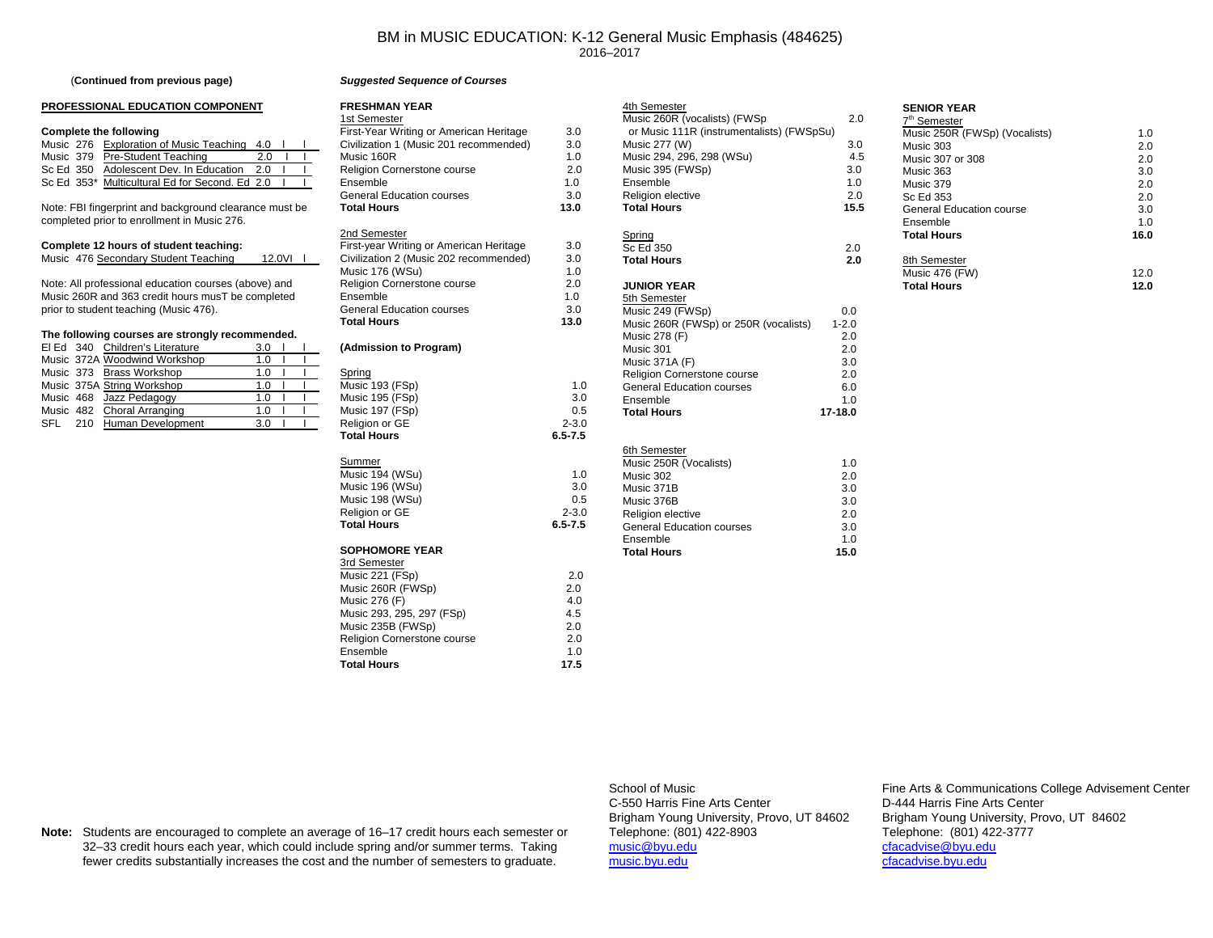# BM in MUSIC EDUCATION: K-12 General Music Emphasis (484625)

2016–2017

(**Continued from previous page**)

## PROFESSIONAL EDUCATION COMPONENT

**Complete the following**

| Course | Title | Hours | | |
|---|---|---|---|---|
| Music 276 | Exploration of Music Teaching | 4.0 | | |
| Music 379 | Pre-Student Teaching | 2.0 | | |
| Sc Ed 350 | Adolescent Dev. In Education | 2.0 | | |
| Sc Ed 353* | Multicultural Ed for Second. Ed | 2.0 | | |

Note: FBI fingerprint and background clearance must be completed prior to enrollment in Music 276.

**Complete 12 hours of student teaching:**

| Course | Title | Hours | |
|---|---|---|---|
| Music 476 | Secondary Student Teaching | 12.0VI | |

Note: All professional education courses (above) and Music 260R and 363 credit hours musT be completed prior to student teaching (Music 476).

**The following courses are strongly recommended.**

| Course | Title | Hours | | |
|---|---|---|---|---|
| El Ed 340 | Children's Literature | 3.0 | | |
| Music 372A | Woodwind Workshop | 1.0 | | |
| Music 373 | Brass Workshop | 1.0 | | |
| Music 375A | String Workshop | 1.0 | | |
| Music 468 | Jazz Pedagogy | 1.0 | | |
| Music 482 | Choral Arranging | 1.0 | | |
| SFL 210 | Human Development | 3.0 | | |

## *Suggested Sequence of Courses*

### FRESHMAN YEAR

**1st Semester**

| Course | Hours |
|---|---|
| First-Year Writing or American Heritage | 3.0 |
| Civilization 1 (Music 201 recommended) | 3.0 |
| Music 160R | 1.0 |
| Religion Cornerstone course | 2.0 |
| Ensemble | 1.0 |
| General Education courses | 3.0 |
| **Total Hours** | **13.0** |

**2nd Semester**

| Course | Hours |
|---|---|
| First-year Writing or American Heritage | 3.0 |
| Civilization 2 (Music 202 recommended) | 3.0 |
| Music 176 (WSu) | 1.0 |
| Religion Cornerstone course | 2.0 |
| Ensemble | 1.0 |
| General Education courses | 3.0 |
| **Total Hours** | **13.0** |

**(Admission to Program)**

**Spring**

| Course | Hours |
|---|---|
| Music 193 (FSp) | 1.0 |
| Music 195 (FSp) | 3.0 |
| Music 197 (FSp) | 0.5 |
| Religion or GE | 2-3.0 |
| **Total Hours** | **6.5-7.5** |

**Summer**

| Course | Hours |
|---|---|
| Music 194 (WSu) | 1.0 |
| Music 196 (WSu) | 3.0 |
| Music 198 (WSu) | 0.5 |
| Religion or GE | 2-3.0 |
| **Total Hours** | **6.5-7.5** |

### SOPHOMORE YEAR

**3rd Semester**

| Course | Hours |
|---|---|
| Music 221 (FSp) | 2.0 |
| Music 260R (FWSp) | 2.0 |
| Music 276 (F) | 4.0 |
| Music 293, 295, 297 (FSp) | 4.5 |
| Music 235B (FWSp) | 2.0 |
| Religion Cornerstone course | 2.0 |
| Ensemble | 1.0 |
| **Total Hours** | **17.5** |

**4th Semester**

| Course | Hours |
|---|---|
| Music 260R (vocalists) (FWSp or Music 111R (instrumentalists) (FWSpSu) | 2.0 |
| Music 277 (W) | 3.0 |
| Music 294, 296, 298 (WSu) | 4.5 |
| Music 395 (FWSp) | 3.0 |
| Ensemble | 1.0 |
| Religion elective | 2.0 |
| **Total Hours** | **15.5** |

**Spring**

| Course | Hours |
|---|---|
| Sc Ed 350 | 2.0 |
| **Total Hours** | **2.0** |

### JUNIOR YEAR

**5th Semester**

| Course | Hours |
|---|---|
| Music 249 (FWSp) | 0.0 |
| Music 260R (FWSp) or 250R (vocalists) | 1-2.0 |
| Music 278 (F) | 2.0 |
| Music 301 | 2.0 |
| Music 371A (F) | 3.0 |
| Religion Cornerstone course | 2.0 |
| General Education courses | 6.0 |
| Ensemble | 1.0 |
| **Total Hours** | **17-18.0** |

**6th Semester**

| Course | Hours |
|---|---|
| Music 250R (Vocalists) | 1.0 |
| Music 302 | 2.0 |
| Music 371B | 3.0 |
| Music 376B | 3.0 |
| Religion elective | 2.0 |
| General Education courses | 3.0 |
| Ensemble | 1.0 |
| **Total Hours** | **15.0** |

### SENIOR YEAR

**7th Semester**

| Course | Hours |
|---|---|
| Music 250R (FWSp) (Vocalists) | 1.0 |
| Music 303 | 2.0 |
| Music 307 or 308 | 2.0 |
| Music 363 | 3.0 |
| Music 379 | 2.0 |
| Sc Ed 353 | 2.0 |
| General Education course | 3.0 |
| Ensemble | 1.0 |
| **Total Hours** | **16.0** |

**8th Semester**

| Course | Hours |
|---|---|
| Music 476 (FW) | 12.0 |
| **Total Hours** | **12.0** |

**Note:** Students are encouraged to complete an average of 16–17 credit hours each semester or 32–33 credit hours each year, which could include spring and/or summer terms. Taking fewer credits substantially increases the cost and the number of semesters to graduate.

School of Music
C-550 Harris Fine Arts Center
Brigham Young University, Provo, UT 84602
Telephone: (801) 422-8903
music@byu.edu
music.byu.edu

Fine Arts & Communications College Advisement Center
D-444 Harris Fine Arts Center
Brigham Young University, Provo, UT 84602
Telephone: (801) 422-3777
cfacadvise@byu.edu
cfacadvise.byu.edu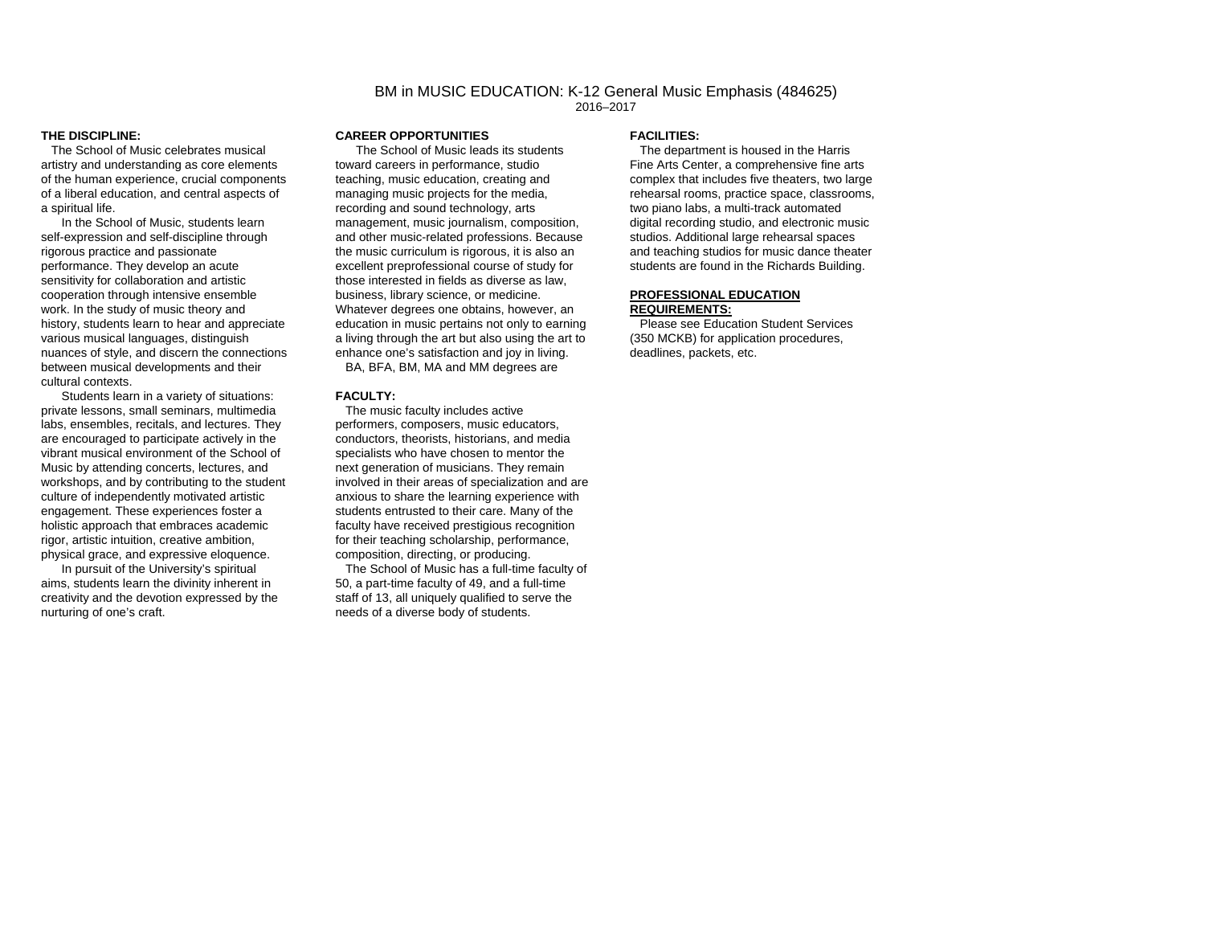# BM in MUSIC EDUCATION: K-12 General Music Emphasis (484625)

2016–2017

**THE DISCIPLINE:**

The School of Music celebrates musical artistry and understanding as core elements of the human experience, crucial components of a liberal education, and central aspects of a spiritual life.

In the School of Music, students learn self-expression and self-discipline through rigorous practice and passionate performance. They develop an acute sensitivity for collaboration and artistic cooperation through intensive ensemble work. In the study of music theory and history, students learn to hear and appreciate various musical languages, distinguish nuances of style, and discern the connections between musical developments and their cultural contexts.

Students learn in a variety of situations: private lessons, small seminars, multimedia labs, ensembles, recitals, and lectures. They are encouraged to participate actively in the vibrant musical environment of the School of Music by attending concerts, lectures, and workshops, and by contributing to the student culture of independently motivated artistic engagement. These experiences foster a holistic approach that embraces academic rigor, artistic intuition, creative ambition, physical grace, and expressive eloquence.

In pursuit of the University's spiritual aims, students learn the divinity inherent in creativity and the devotion expressed by the nurturing of one's craft.

**CAREER OPPORTUNITIES**

The School of Music leads its students toward careers in performance, studio teaching, music education, creating and managing music projects for the media, recording and sound technology, arts management, music journalism, composition, and other music-related professions. Because the music curriculum is rigorous, it is also an excellent preprofessional course of study for those interested in fields as diverse as law, business, library science, or medicine. Whatever degrees one obtains, however, an education in music pertains not only to earning a living through the art but also using the art to enhance one's satisfaction and joy in living.

BA, BFA, BM, MA and MM degrees are

**FACULTY:**

The music faculty includes active performers, composers, music educators, conductors, theorists, historians, and media specialists who have chosen to mentor the next generation of musicians. They remain involved in their areas of specialization and are anxious to share the learning experience with students entrusted to their care. Many of the faculty have received prestigious recognition for their teaching scholarship, performance, composition, directing, or producing.

The School of Music has a full-time faculty of 50, a part-time faculty of 49, and a full-time staff of 13, all uniquely qualified to serve the needs of a diverse body of students.

**FACILITIES:**

The department is housed in the Harris Fine Arts Center, a comprehensive fine arts complex that includes five theaters, two large rehearsal rooms, practice space, classrooms, two piano labs, a multi-track automated digital recording studio, and electronic music studios. Additional large rehearsal spaces and teaching studios for music dance theater students are found in the Richards Building.

**PROFESSIONAL EDUCATION REQUIREMENTS:**

Please see Education Student Services (350 MCKB) for application procedures, deadlines, packets, etc.